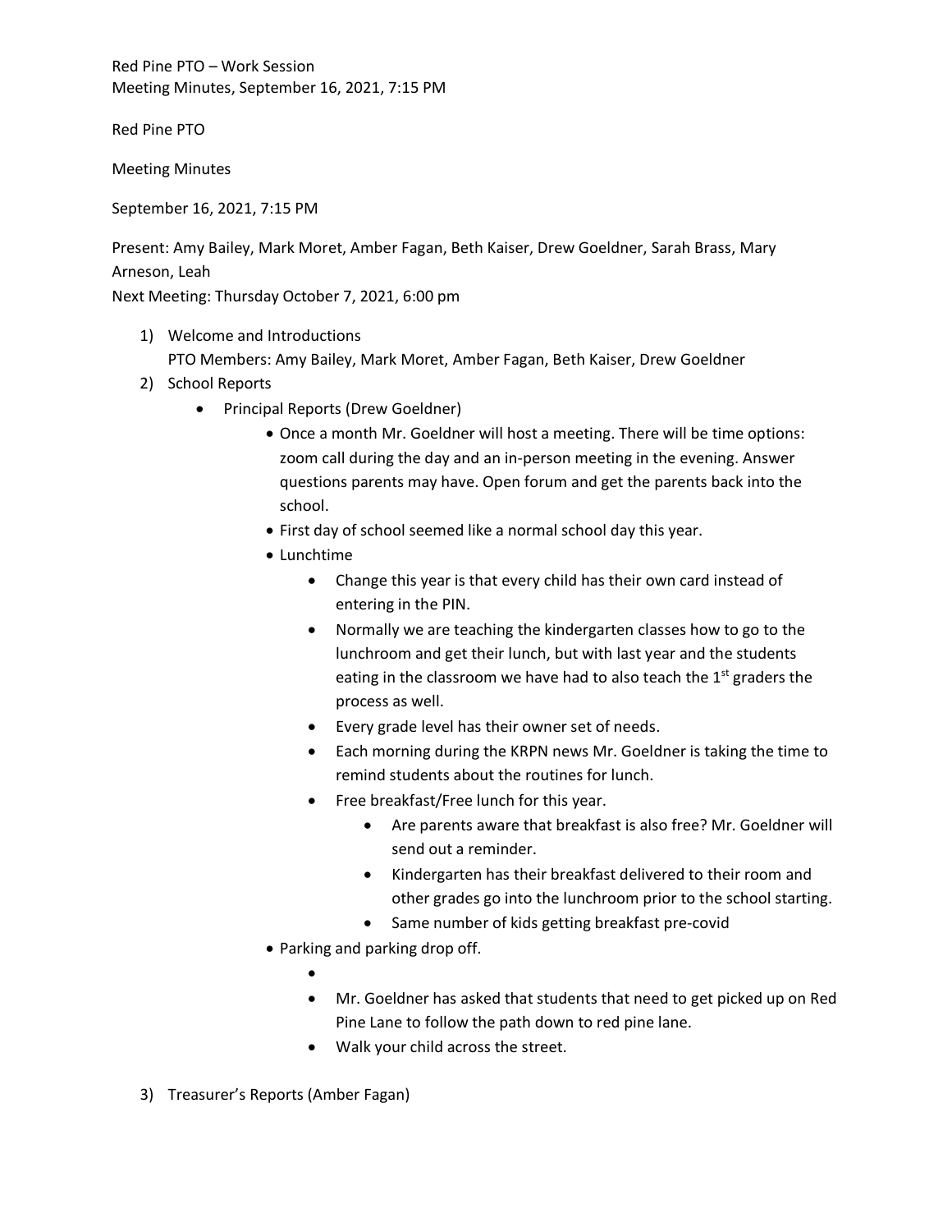Red Pine PTO – Work Session
Meeting Minutes, September 16, 2021, 7:15 PM

Red Pine PTO

Meeting Minutes

September 16, 2021, 7:15 PM

Present: Amy Bailey, Mark Moret, Amber Fagan, Beth Kaiser, Drew Goeldner, Sarah Brass, Mary Arneson, Leah
Next Meeting: Thursday October 7, 2021, 6:00 pm

1) Welcome and Introductions
   PTO Members: Amy Bailey, Mark Moret, Amber Fagan, Beth Kaiser, Drew Goeldner
2) School Reports
   - Principal Reports (Drew Goeldner)
     - Once a month Mr. Goeldner will host a meeting. There will be time options: zoom call during the day and an in-person meeting in the evening. Answer questions parents may have. Open forum and get the parents back into the school.
     - First day of school seemed like a normal school day this year.
     - Lunchtime
       - Change this year is that every child has their own card instead of entering in the PIN.
       - Normally we are teaching the kindergarten classes how to go to the lunchroom and get their lunch, but with last year and the students eating in the classroom we have had to also teach the 1st graders the process as well.
       - Every grade level has their owner set of needs.
       - Each morning during the KRPN news Mr. Goeldner is taking the time to remind students about the routines for lunch.
       - Free breakfast/Free lunch for this year.
         - Are parents aware that breakfast is also free? Mr. Goeldner will send out a reminder.
         - Kindergarten has their breakfast delivered to their room and other grades go into the lunchroom prior to the school starting.
         - Same number of kids getting breakfast pre-covid
     - Parking and parking drop off.
       - 
       - Mr. Goeldner has asked that students that need to get picked up on Red Pine Lane to follow the path down to red pine lane.
       - Walk your child across the street.

3) Treasurer's Reports (Amber Fagan)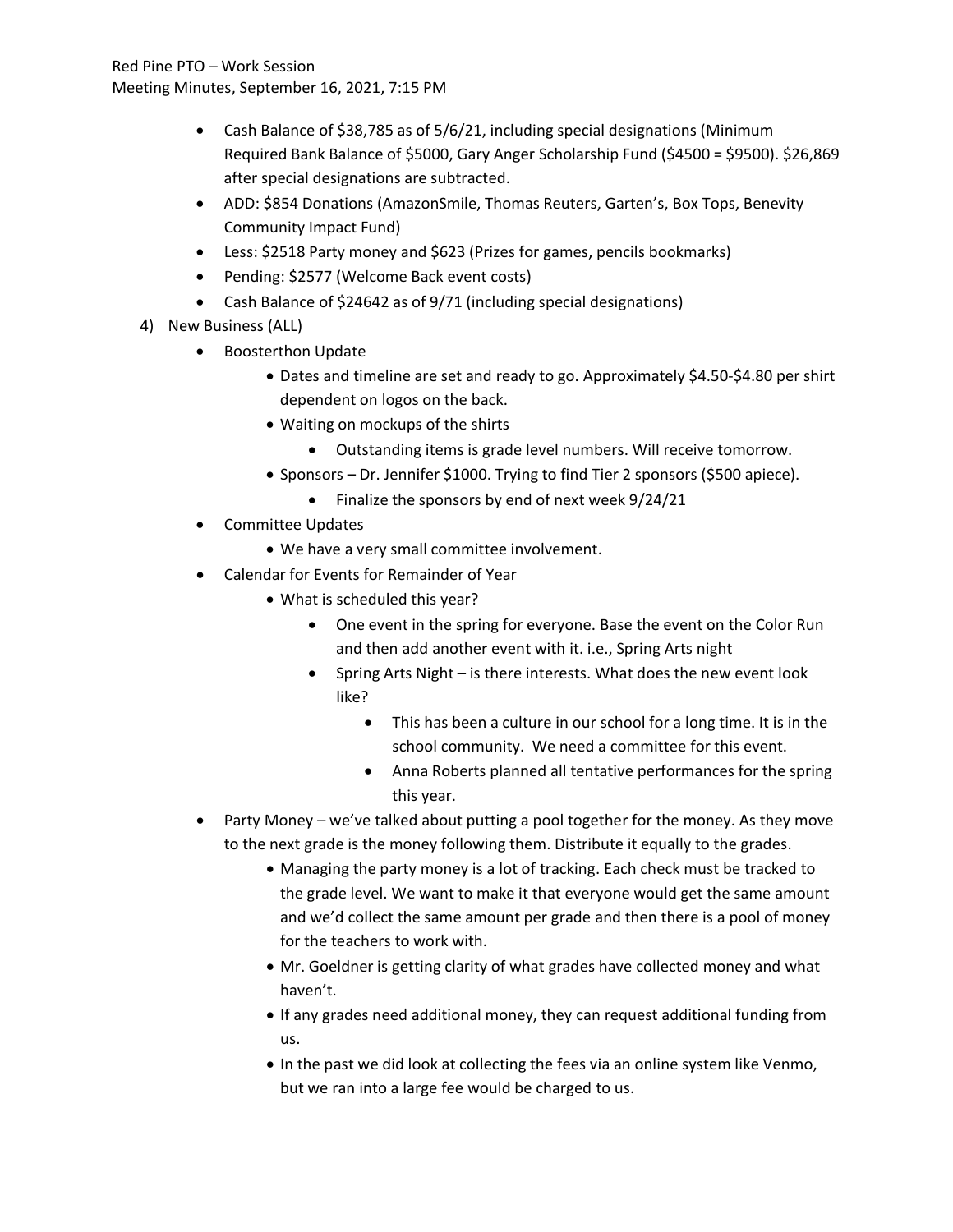Red Pine PTO – Work Session
Meeting Minutes, September 16, 2021, 7:15 PM

- Cash Balance of $38,785 as of 5/6/21, including special designations (Minimum Required Bank Balance of $5000, Gary Anger Scholarship Fund ($4500 = $9500). $26,869 after special designations are subtracted.
- ADD: $854 Donations (AmazonSmile, Thomas Reuters, Garten's, Box Tops, Benevity Community Impact Fund)
- Less: $2518 Party money and $623 (Prizes for games, pencils bookmarks)
- Pending: $2577 (Welcome Back event costs)
- Cash Balance of $24642 as of 9/71 (including special designations)

4) New Business (ALL)
   - Boosterthon Update
     - Dates and timeline are set and ready to go. Approximately $4.50-$4.80 per shirt dependent on logos on the back.
     - Waiting on mockups of the shirts
       - Outstanding items is grade level numbers. Will receive tomorrow.
     - Sponsors – Dr. Jennifer $1000. Trying to find Tier 2 sponsors ($500 apiece).
       - Finalize the sponsors by end of next week 9/24/21
   - Committee Updates
     - We have a very small committee involvement.
   - Calendar for Events for Remainder of Year
     - What is scheduled this year?
       - One event in the spring for everyone. Base the event on the Color Run and then add another event with it. i.e., Spring Arts night
       - Spring Arts Night – is there interests. What does the new event look like?
         - This has been a culture in our school for a long time. It is in the school community. We need a committee for this event.
         - Anna Roberts planned all tentative performances for the spring this year.
   - Party Money – we've talked about putting a pool together for the money. As they move to the next grade is the money following them. Distribute it equally to the grades.
     - Managing the party money is a lot of tracking. Each check must be tracked to the grade level. We want to make it that everyone would get the same amount and we'd collect the same amount per grade and then there is a pool of money for the teachers to work with.
     - Mr. Goeldner is getting clarity of what grades have collected money and what haven't.
     - If any grades need additional money, they can request additional funding from us.
     - In the past we did look at collecting the fees via an online system like Venmo, but we ran into a large fee would be charged to us.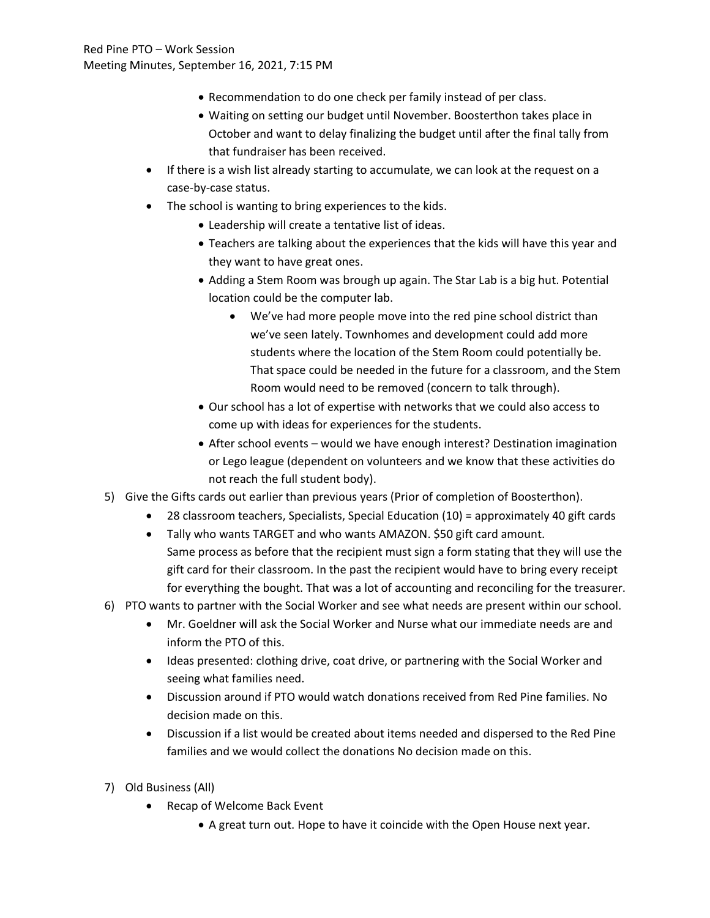- Recommendation to do one check per family instead of per class.
- Waiting on setting our budget until November. Boosterthon takes place in October and want to delay finalizing the budget until after the final tally from that fundraiser has been received.

- If there is a wish list already starting to accumulate, we can look at the request on a case-by-case status.
- The school is wanting to bring experiences to the kids.
  - Leadership will create a tentative list of ideas.
  - Teachers are talking about the experiences that the kids will have this year and they want to have great ones.
  - Adding a Stem Room was brough up again. The Star Lab is a big hut. Potential location could be the computer lab.
    - We've had more people move into the red pine school district than we've seen lately. Townhomes and development could add more students where the location of the Stem Room could potentially be. That space could be needed in the future for a classroom, and the Stem Room would need to be removed (concern to talk through).
  - Our school has a lot of expertise with networks that we could also access to come up with ideas for experiences for the students.
  - After school events – would we have enough interest? Destination imagination or Lego league (dependent on volunteers and we know that these activities do not reach the full student body).

5) Give the Gifts cards out earlier than previous years (Prior of completion of Boosterthon).
   - 28 classroom teachers, Specialists, Special Education (10) = approximately 40 gift cards
   - Tally who wants TARGET and who wants AMAZON. $50 gift card amount. Same process as before that the recipient must sign a form stating that they will use the gift card for their classroom. In the past the recipient would have to bring every receipt for everything the bought. That was a lot of accounting and reconciling for the treasurer.
6) PTO wants to partner with the Social Worker and see what needs are present within our school.
   - Mr. Goeldner will ask the Social Worker and Nurse what our immediate needs are and inform the PTO of this.
   - Ideas presented: clothing drive, coat drive, or partnering with the Social Worker and seeing what families need.
   - Discussion around if PTO would watch donations received from Red Pine families. No decision made on this.
   - Discussion if a list would be created about items needed and dispersed to the Red Pine families and we would collect the donations No decision made on this.
7) Old Business (All)
   - Recap of Welcome Back Event
     - A great turn out. Hope to have it coincide with the Open House next year.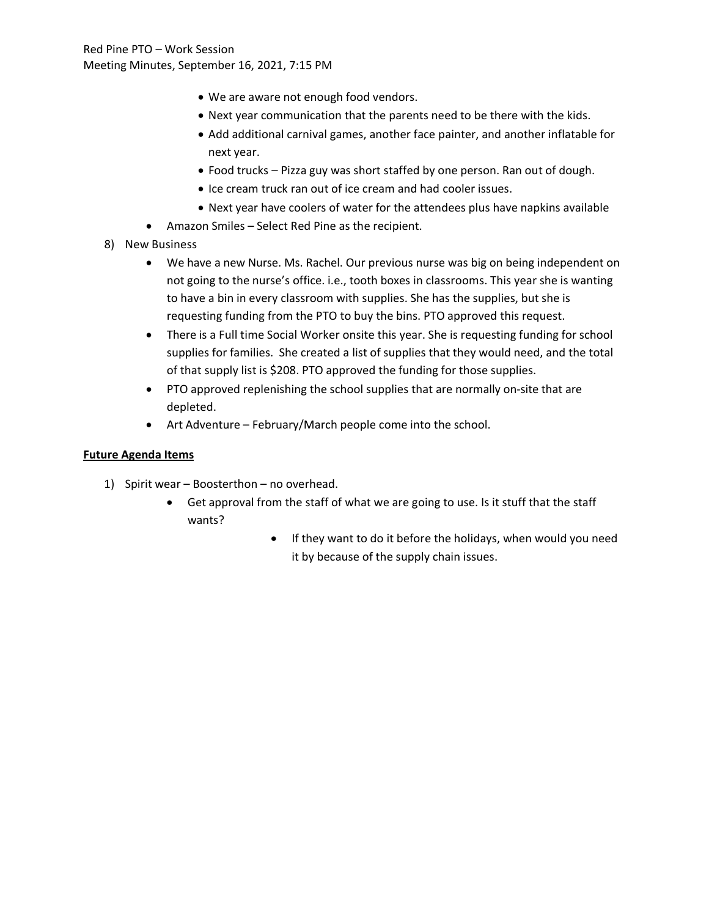Red Pine PTO – Work Session
Meeting Minutes, September 16, 2021, 7:15 PM

        - We are aware not enough food vendors.
        - Next year communication that the parents need to be there with the kids.
        - Add additional carnival games, another face painter, and another inflatable for next year.
        - Food trucks – Pizza guy was short staffed by one person. Ran out of dough.
        - Ice cream truck ran out of ice cream and had cooler issues.
        - Next year have coolers of water for the attendees plus have napkins available
    - Amazon Smiles – Select Red Pine as the recipient.

8) New Business
    - We have a new Nurse. Ms. Rachel. Our previous nurse was big on being independent on not going to the nurse's office. i.e., tooth boxes in classrooms. This year she is wanting to have a bin in every classroom with supplies. She has the supplies, but she is requesting funding from the PTO to buy the bins. PTO approved this request.
    - There is a Full time Social Worker onsite this year. She is requesting funding for school supplies for families. She created a list of supplies that they would need, and the total of that supply list is $208. PTO approved the funding for those supplies.
    - PTO approved replenishing the school supplies that are normally on-site that are depleted.
    - Art Adventure – February/March people come into the school.

**Future Agenda Items**

1) Spirit wear – Boosterthon – no overhead.
    - Get approval from the staff of what we are going to use. Is it stuff that the staff wants?
        - If they want to do it before the holidays, when would you need it by because of the supply chain issues.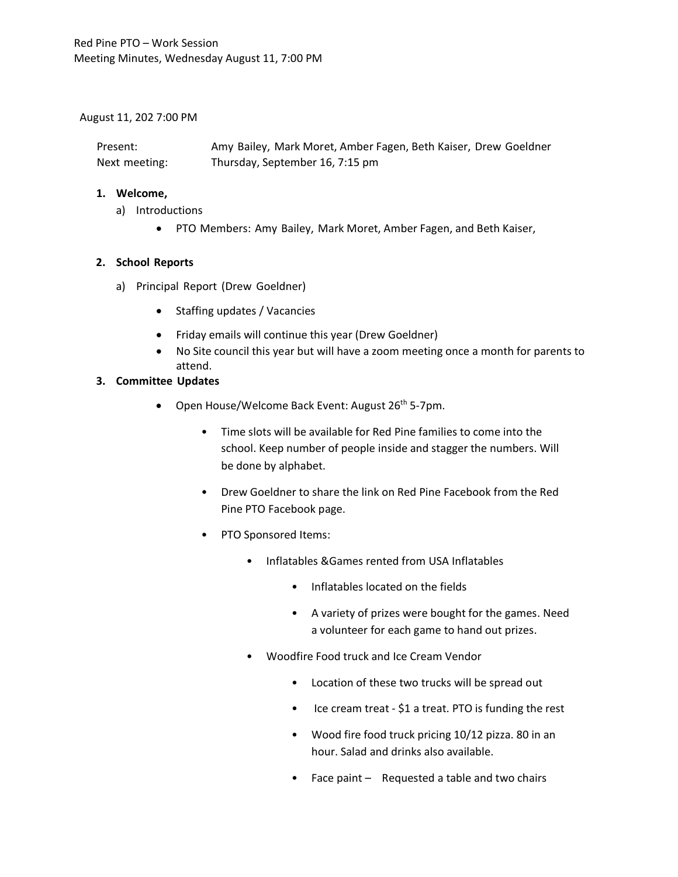Red Pine PTO – Work Session
Meeting Minutes, Wednesday August 11, 7:00 PM

August 11, 202 7:00 PM

| | |
|---|---|
| Present: | Amy Bailey, Mark Moret, Amber Fagen, Beth Kaiser, Drew Goeldner |
| Next meeting: | Thursday, September 16, 7:15 pm |

1. **Welcome,**
   a) Introductions
      - PTO Members: Amy Bailey, Mark Moret, Amber Fagen, and Beth Kaiser,

2. **School Reports**
   a) Principal Report (Drew Goeldner)
      - Staffing updates / Vacancies
      - Friday emails will continue this year (Drew Goeldner)
      - No Site council this year but will have a zoom meeting once a month for parents to attend.

3. **Committee Updates**
   - Open House/Welcome Back Event: August 26th 5-7pm.
     - Time slots will be available for Red Pine families to come into the school. Keep number of people inside and stagger the numbers. Will be done by alphabet.
     - Drew Goeldner to share the link on Red Pine Facebook from the Red Pine PTO Facebook page.
     - PTO Sponsored Items:
       - Inflatables &Games rented from USA Inflatables
         - Inflatables located on the fields
         - A variety of prizes were bought for the games. Need a volunteer for each game to hand out prizes.
       - Woodfire Food truck and Ice Cream Vendor
         - Location of these two trucks will be spread out
         - Ice cream treat - $1 a treat. PTO is funding the rest
         - Wood fire food truck pricing 10/12 pizza. 80 in an hour. Salad and drinks also available.
         - Face paint – Requested a table and two chairs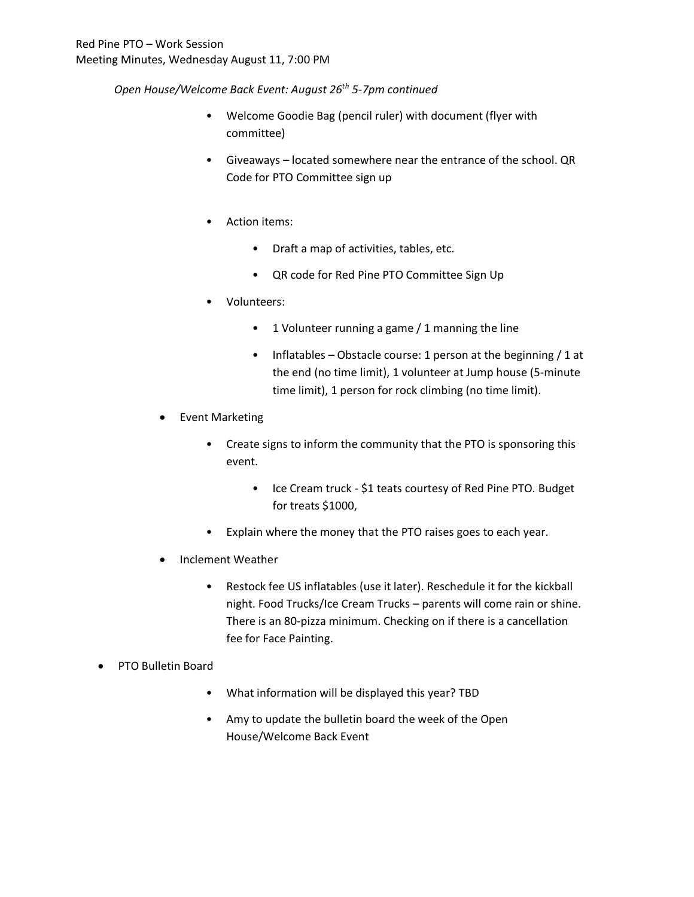Red Pine PTO – Work Session
Meeting Minutes, Wednesday August 11, 7:00 PM

*Open House/Welcome Back Event: August 26th 5-7pm continued*

- Welcome Goodie Bag (pencil ruler) with document (flyer with committee)
- Giveaways – located somewhere near the entrance of the school. QR Code for PTO Committee sign up
- Action items:
  - Draft a map of activities, tables, etc.
  - QR code for Red Pine PTO Committee Sign Up
- Volunteers:
  - 1 Volunteer running a game / 1 manning the line
  - Inflatables – Obstacle course: 1 person at the beginning / 1 at the end (no time limit), 1 volunteer at Jump house (5-minute time limit), 1 person for rock climbing (no time limit).

- Event Marketing
  - Create signs to inform the community that the PTO is sponsoring this event.
    - Ice Cream truck - $1 teats courtesy of Red Pine PTO. Budget for treats $1000,
  - Explain where the money that the PTO raises goes to each year.
- Inclement Weather
  - Restock fee US inflatables (use it later). Reschedule it for the kickball night. Food Trucks/Ice Cream Trucks – parents will come rain or shine. There is an 80-pizza minimum. Checking on if there is a cancellation fee for Face Painting.

- PTO Bulletin Board
  - What information will be displayed this year? TBD
  - Amy to update the bulletin board the week of the Open House/Welcome Back Event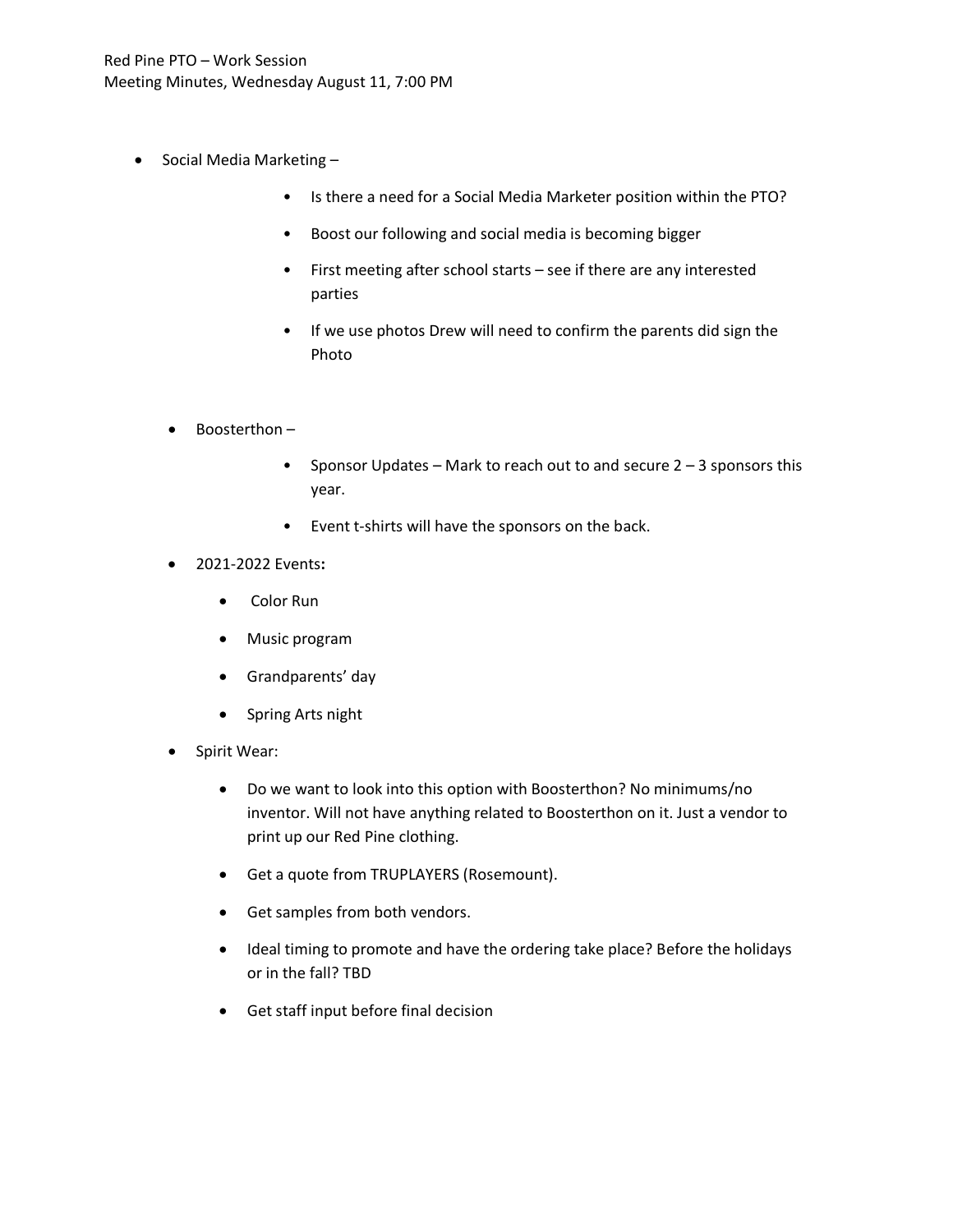Red Pine PTO – Work Session
Meeting Minutes, Wednesday August 11, 7:00 PM

- Social Media Marketing –
  - Is there a need for a Social Media Marketer position within the PTO?
  - Boost our following and social media is becoming bigger
  - First meeting after school starts – see if there are any interested parties
  - If we use photos Drew will need to confirm the parents did sign the Photo

- Boosterthon –
  - Sponsor Updates – Mark to reach out to and secure 2 – 3 sponsors this year.
  - Event t-shirts will have the sponsors on the back.

- 2021-2022 Events**:**
  - Color Run
  - Music program
  - Grandparents' day
  - Spring Arts night

- Spirit Wear:
  - Do we want to look into this option with Boosterthon? No minimums/no inventor. Will not have anything related to Boosterthon on it. Just a vendor to print up our Red Pine clothing.
  - Get a quote from TRUPLAYERS (Rosemount).
  - Get samples from both vendors.
  - Ideal timing to promote and have the ordering take place? Before the holidays or in the fall? TBD
  - Get staff input before final decision